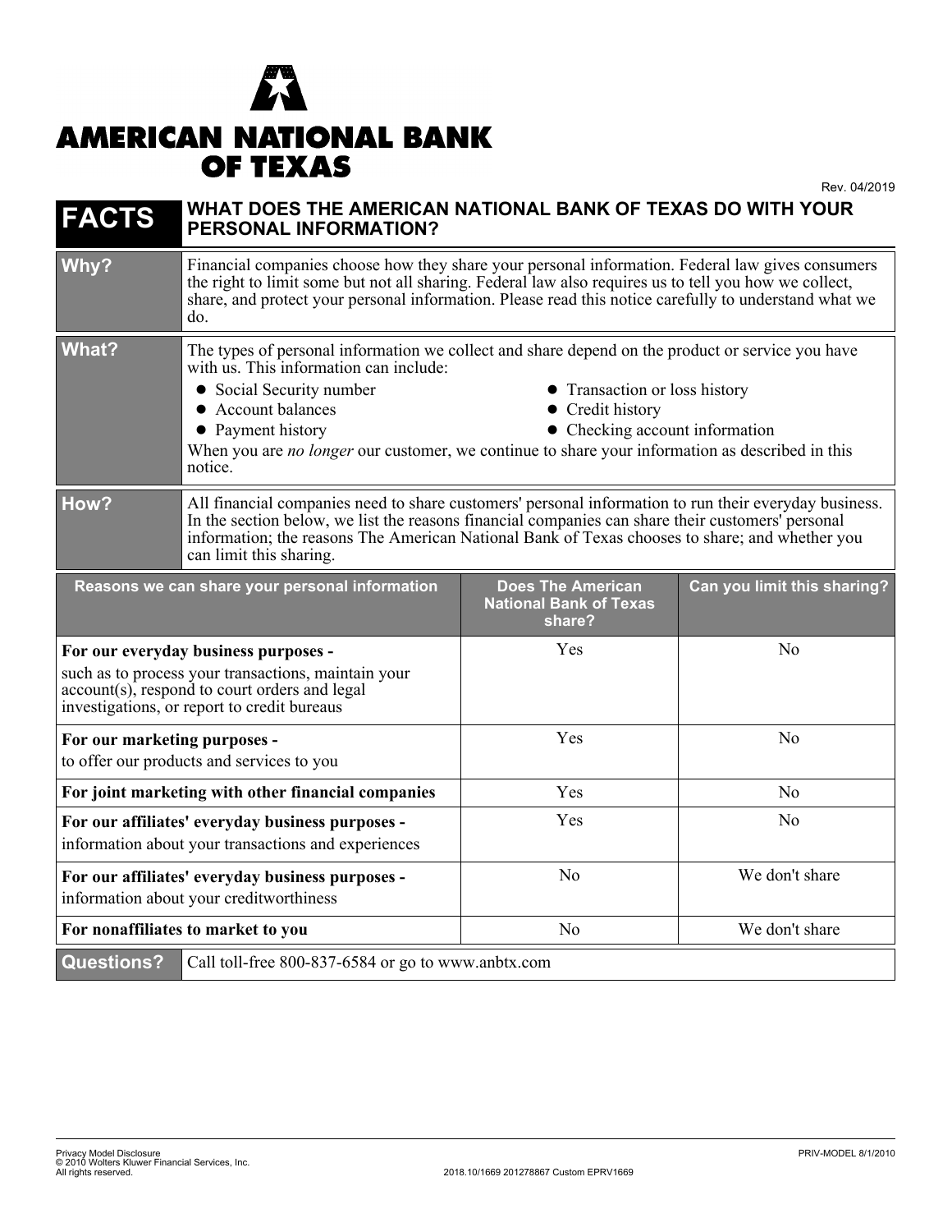# AMERICAN NATIONAL BANK OF TEXAS

Rev. 04/2019

## FACTS — WHAT DOES THE AMERICAN NATIONAL BANK OF TEXAS DO WITH YOUR PERSONAL INFORMATION?

| | |
|---|---|
| **Why?** | Financial companies choose how they share your personal information. Federal law gives consumers the right to limit some but not all sharing. Federal law also requires us to tell you how we collect, share, and protect your personal information. Please read this notice carefully to understand what we do. |
| **What?** | The types of personal information we collect and share depend on the product or service you have with us. This information can include:<br>• Social Security number<br>• Account balances<br>• Payment history<br>• Transaction or loss history<br>• Credit history<br>• Checking account information<br>When you are *no longer* our customer, we continue to share your information as described in this notice. |
| **How?** | All financial companies need to share customers' personal information to run their everyday business. In the section below, we list the reasons financial companies can share their customers' personal information; the reasons The American National Bank of Texas chooses to share; and whether you can limit this sharing. |

| Reasons we can share your personal information | Does The American National Bank of Texas share? | Can you limit this sharing? |
|---|---|---|
| **For our everyday business purposes -** such as to process your transactions, maintain your account(s), respond to court orders and legal investigations, or report to credit bureaus | Yes | No |
| **For our marketing purposes -** to offer our products and services to you | Yes | No |
| **For joint marketing with other financial companies** | Yes | No |
| **For our affiliates' everyday business purposes -** information about your transactions and experiences | Yes | No |
| **For our affiliates' everyday business purposes -** information about your creditworthiness | No | We don't share |
| **For nonaffiliates to market to you** | No | We don't share |

| | |
|---|---|
| **Questions?** | Call toll-free 800-837-6584 or go to www.anbtx.com |

Privacy Model Disclosure
© 2010 Wolters Kluwer Financial Services, Inc.
All rights reserved.

2018.10/1669 201278867 Custom EPRV1669

PRIV-MODEL 8/1/2010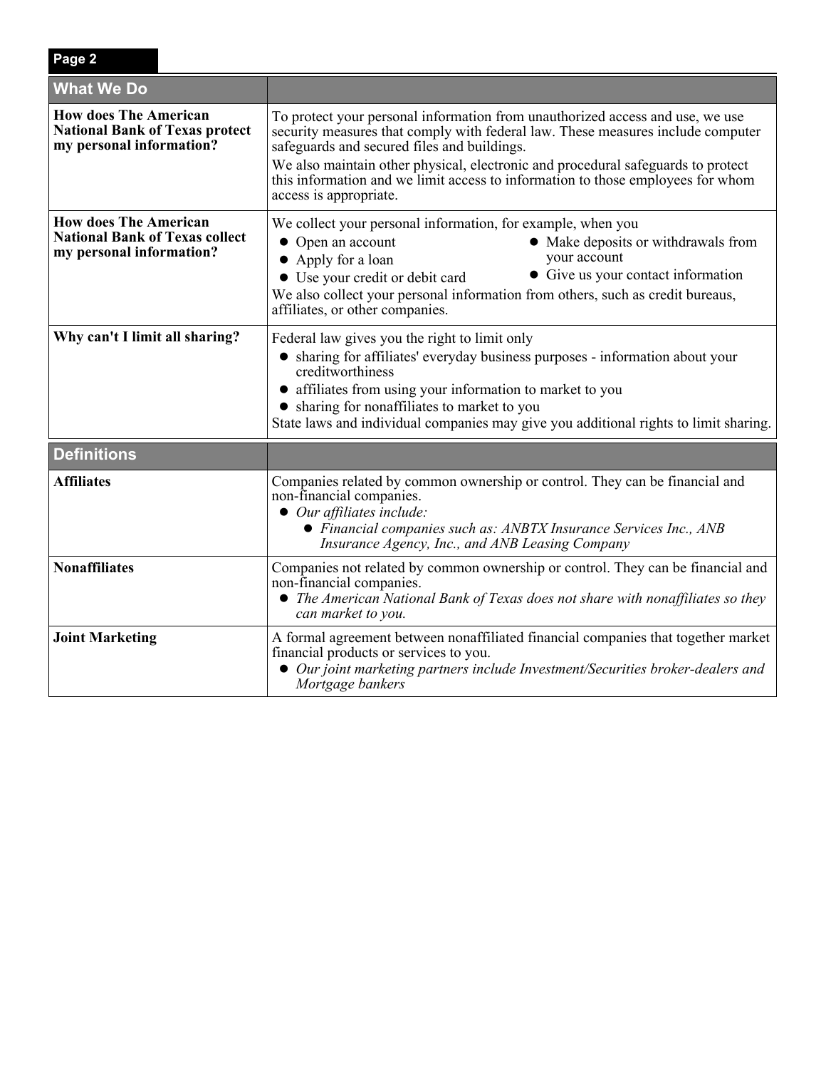| What We Do | |
|---|---|
| **How does The American National Bank of Texas protect my personal information?** | To protect your personal information from unauthorized access and use, we use security measures that comply with federal law. These measures include computer safeguards and secured files and buildings.<br>We also maintain other physical, electronic and procedural safeguards to protect this information and we limit access to information to those employees for whom access is appropriate. |
| **How does The American National Bank of Texas collect my personal information?** | We collect your personal information, for example, when you<br>• Open an account<br>• Apply for a loan<br>• Use your credit or debit card<br>• Make deposits or withdrawals from your account<br>• Give us your contact information<br>We also collect your personal information from others, such as credit bureaus, affiliates, or other companies. |
| **Why can't I limit all sharing?** | Federal law gives you the right to limit only<br>• sharing for affiliates' everyday business purposes - information about your creditworthiness<br>• affiliates from using your information to market to you<br>• sharing for nonaffiliates to market to you<br>State laws and individual companies may give you additional rights to limit sharing. |

| Definitions | |
|---|---|
| **Affiliates** | Companies related by common ownership or control. They can be financial and non-financial companies.<br>• *Our affiliates include:*<br>  • *Financial companies such as: ANBTX Insurance Services Inc., ANB Insurance Agency, Inc., and ANB Leasing Company* |
| **Nonaffiliates** | Companies not related by common ownership or control. They can be financial and non-financial companies.<br>• *The American National Bank of Texas does not share with nonaffiliates so they can market to you.* |
| **Joint Marketing** | A formal agreement between nonaffiliated financial companies that together market financial products or services to you.<br>• *Our joint marketing partners include Investment/Securities broker-dealers and Mortgage bankers* |